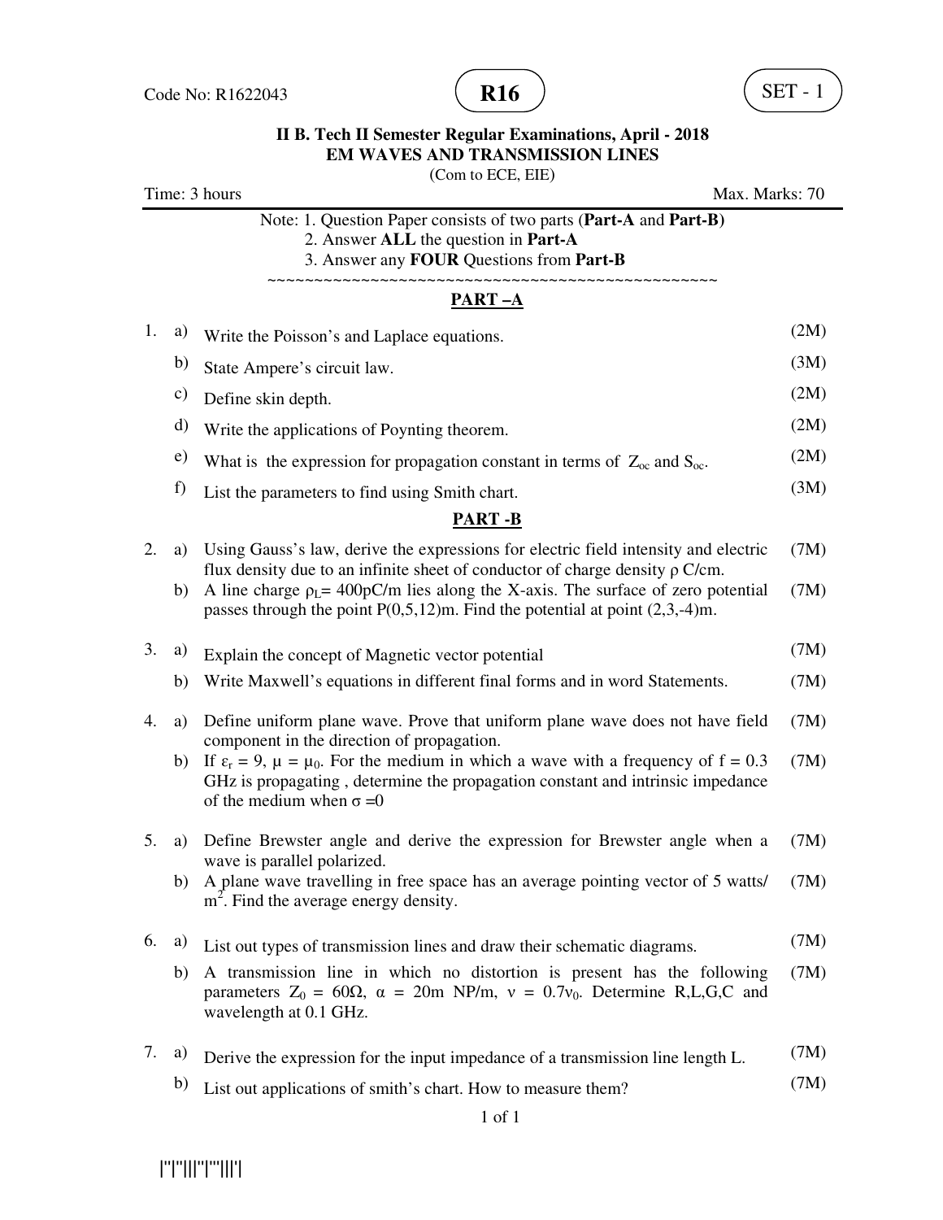Code No: R1622043

**R16**

SET - 1

**II B. Tech II Semester Regular Examinations, April - 2018**
**EM WAVES AND TRANSMISSION LINES**
(Com to ECE, EIE)

Time: 3 hours Max. Marks: 70

Note: 1. Question Paper consists of two parts (**Part-A** and **Part-B)**
2. Answer **ALL** the question in **Part-A**
3. Answer any **FOUR** Questions from **Part-B**

~~~~~~~~~~~~~~~~~~~~~~~~~~~~~~~~~~~~~~~~~~~~~~~~~~~~

## PART –A

1. a) Write the Poisson's and Laplace equations. (2M)
   b) State Ampere's circuit law. (3M)
   c) Define skin depth. (2M)
   d) Write the applications of Poynting theorem. (2M)
   e) What is the expression for propagation constant in terms of $Z_{oc}$ and $S_{oc}$. (2M)
   f) List the parameters to find using Smith chart. (3M)

## PART -B

2. a) Using Gauss's law, derive the expressions for electric field intensity and electric flux density due to an infinite sheet of conductor of charge density ρ C/cm. (7M)
   b) A line charge $\rho_L$= 400pC/m lies along the X-axis. The surface of zero potential passes through the point P(0,5,12)m. Find the potential at point (2,3,-4)m. (7M)

3. a) Explain the concept of Magnetic vector potential (7M)
   b) Write Maxwell's equations in different final forms and in word Statements. (7M)

4. a) Define uniform plane wave. Prove that uniform plane wave does not have field component in the direction of propagation. (7M)
   b) If $\varepsilon_r$ = 9, μ = $\mu_0$. For the medium in which a wave with a frequency of f = 0.3 GHz is propagating , determine the propagation constant and intrinsic impedance of the medium when σ =0 (7M)

5. a) Define Brewster angle and derive the expression for Brewster angle when a wave is parallel polarized. (7M)
   b) A plane wave travelling in free space has an average pointing vector of 5 watts/ $m^2$. Find the average energy density. (7M)

6. a) List out types of transmission lines and draw their schematic diagrams. (7M)
   b) A transmission line in which no distortion is present has the following parameters $Z_0$ = 60Ω, α = 20m NP/m, ν = 0.7$\nu_0$. Determine R,L,G,C and wavelength at 0.1 GHz. (7M)

7. a) Derive the expression for the input impedance of a transmission line length L. (7M)
   b) List out applications of smith's chart. How to measure them? (7M)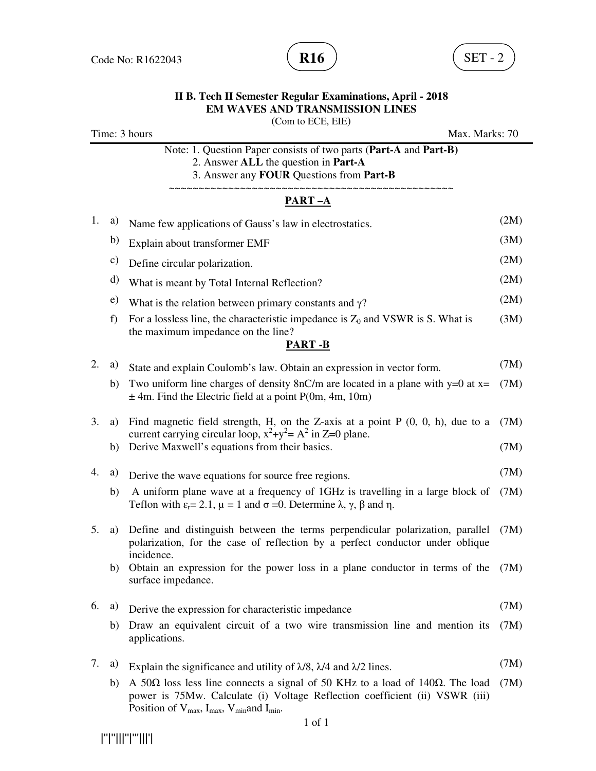Code No: R1622043 **R16** SET - 2

**II B. Tech II Semester Regular Examinations, April - 2018**
**EM WAVES AND TRANSMISSION LINES**
(Com to ECE, EIE)

Time: 3 hours Max. Marks: 70

Note: 1. Question Paper consists of two parts (**Part-A** and **Part-B)**
2. Answer **ALL** the question in **Part-A**
3. Answer any **FOUR** Questions from **Part-B**

~~~~~~~~~~~~~~~~~~~~~~~~~~~~~~~~~~~~~~~~~~~~~~~~~~~~

## PART –A

1. a) Name few applications of Gauss's law in electrostatics. (2M)
   b) Explain about transformer EMF (3M)
   c) Define circular polarization. (2M)
   d) What is meant by Total Internal Reflection? (2M)
   e) What is the relation between primary constants and $\gamma$? (2M)
   f) For a lossless line, the characteristic impedance is $Z_0$ and VSWR is S. What is the maximum impedance on the line? (3M)

## PART -B

2. a) State and explain Coulomb's law. Obtain an expression in vector form. (7M)
   b) Two uniform line charges of density 8nC/m are located in a plane with y=0 at x= ± 4m. Find the Electric field at a point P(0m, 4m, 10m) (7M)

3. a) Find magnetic field strength, H, on the Z-axis at a point P (0, 0, h), due to a current carrying circular loop, $x^2+y^2= A^2$ in Z=0 plane. (7M)
   b) Derive Maxwell's equations from their basics. (7M)

4. a) Derive the wave equations for source free regions. (7M)
   b) A uniform plane wave at a frequency of 1GHz is travelling in a large block of Teflon with $\varepsilon_r$= 2.1, $\mu$ = 1 and $\sigma$ =0. Determine $\lambda$, $\gamma$, $\beta$ and $\eta$. (7M)

5. a) Define and distinguish between the terms perpendicular polarization, parallel polarization, for the case of reflection by a perfect conductor under oblique incidence. (7M)
   b) Obtain an expression for the power loss in a plane conductor in terms of the surface impedance. (7M)

6. a) Derive the expression for characteristic impedance (7M)
   b) Draw an equivalent circuit of a two wire transmission line and mention its applications. (7M)

7. a) Explain the significance and utility of $\lambda/8$, $\lambda/4$ and $\lambda/2$ lines. (7M)
   b) A 50Ω loss less line connects a signal of 50 KHz to a load of 140Ω. The load power is 75Mw. Calculate (i) Voltage Reflection coefficient (ii) VSWR (iii) Position of $V_{max}$, $I_{max}$, $V_{min}$and $I_{min}$. (7M)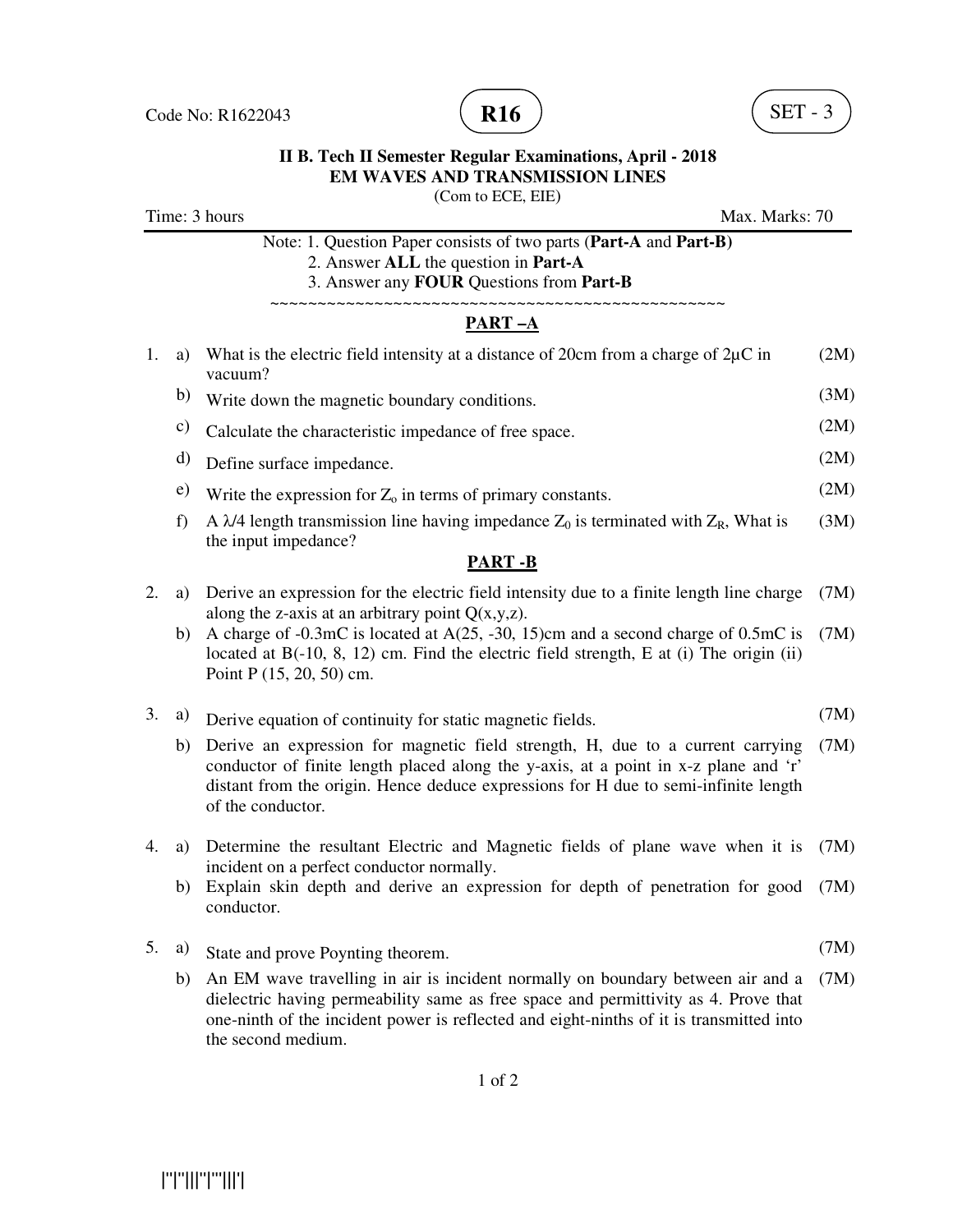Code No: R1622043 **R16** SET - 3

**II B. Tech II Semester Regular Examinations, April - 2018**
**EM WAVES AND TRANSMISSION LINES**
(Com to ECE, EIE)

Time: 3 hours Max. Marks: 70

Note: 1. Question Paper consists of two parts (**Part-A** and **Part-B)**
2. Answer **ALL** the question in **Part-A**
3. Answer any **FOUR** Questions from **Part-B**

~~~~~~~~~~~~~~~~~~~~~~~~~~~~~~~~~~~~~~~~~~~~~~~~~~~~

## PART –A

1. a) What is the electric field intensity at a distance of 20cm from a charge of 2μC in vacuum? (2M)
   b) Write down the magnetic boundary conditions. (3M)
   c) Calculate the characteristic impedance of free space. (2M)
   d) Define surface impedance. (2M)
   e) Write the expression for $Z_o$ in terms of primary constants. (2M)
   f) A $\lambda/4$ length transmission line having impedance $Z_0$ is terminated with $Z_R$, What is the input impedance? (3M)

## PART -B

2. a) Derive an expression for the electric field intensity due to a finite length line charge along the z-axis at an arbitrary point Q(x,y,z). (7M)
   b) A charge of -0.3mC is located at A(25, -30, 15)cm and a second charge of 0.5mC is located at B(-10, 8, 12) cm. Find the electric field strength, E at (i) The origin (ii) Point P (15, 20, 50) cm. (7M)

3. a) Derive equation of continuity for static magnetic fields. (7M)
   b) Derive an expression for magnetic field strength, H, due to a current carrying conductor of finite length placed along the y-axis, at a point in x-z plane and 'r' distant from the origin. Hence deduce expressions for H due to semi-infinite length of the conductor. (7M)

4. a) Determine the resultant Electric and Magnetic fields of plane wave when it is incident on a perfect conductor normally. (7M)
   b) Explain skin depth and derive an expression for depth of penetration for good conductor. (7M)

5. a) State and prove Poynting theorem. (7M)
   b) An EM wave travelling in air is incident normally on boundary between air and a dielectric having permeability same as free space and permittivity as 4. Prove that one-ninth of the incident power is reflected and eight-ninths of it is transmitted into the second medium. (7M)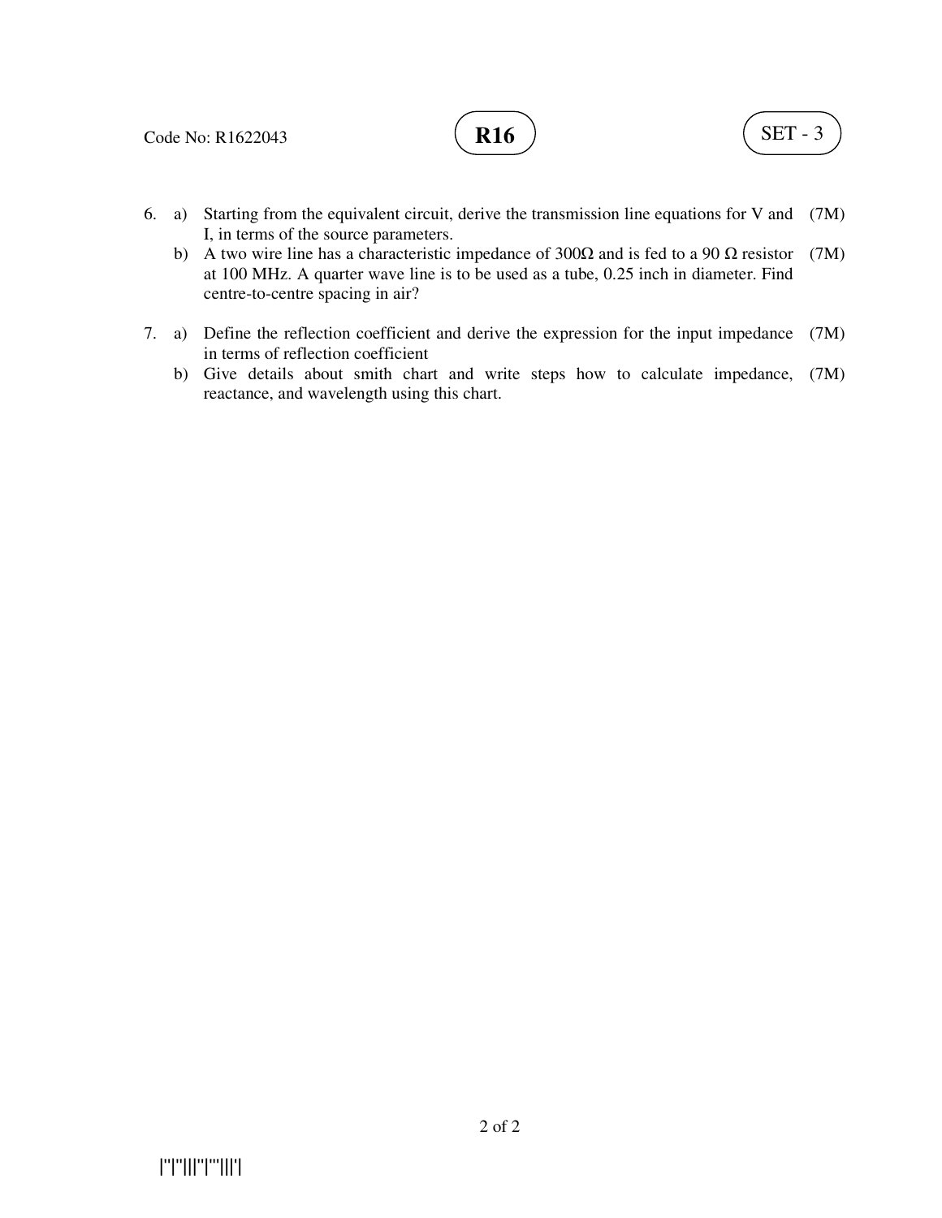6. a) Starting from the equivalent circuit, derive the transmission line equations for V and I, in terms of the source parameters. (7M)

   b) A two wire line has a characteristic impedance of 300Ω and is fed to a 90 Ω resistor at 100 MHz. A quarter wave line is to be used as a tube, 0.25 inch in diameter. Find centre-to-centre spacing in air? (7M)

7. a) Define the reflection coefficient and derive the expression for the input impedance in terms of reflection coefficient (7M)

   b) Give details about smith chart and write steps how to calculate impedance, reactance, and wavelength using this chart. (7M)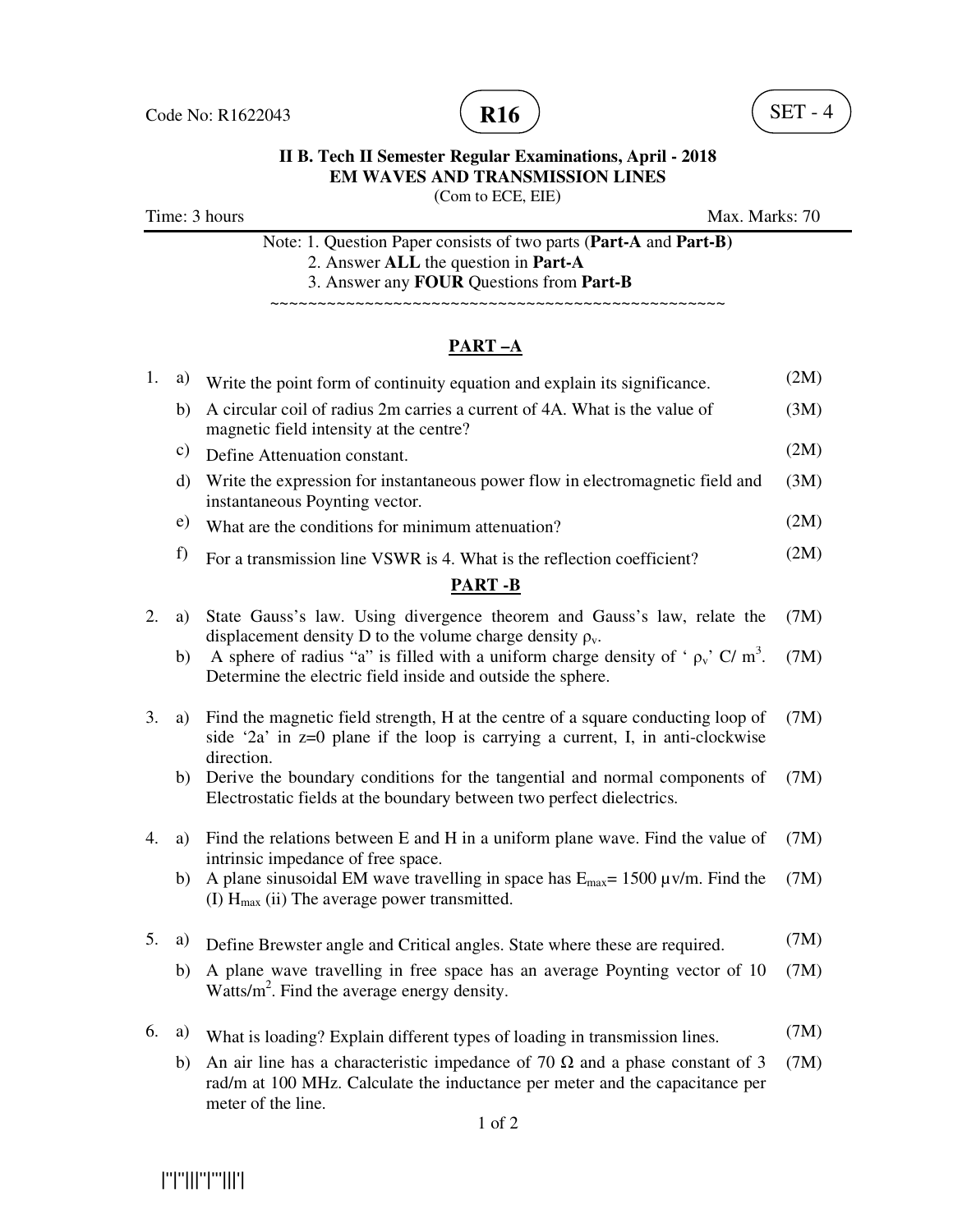Code No: R1622043 **R16** SET - 4

**II B. Tech II Semester Regular Examinations, April - 2018**
**EM WAVES AND TRANSMISSION LINES**
(Com to ECE, EIE)

Time: 3 hours Max. Marks: 70

Note: 1. Question Paper consists of two parts (**Part-A** and **Part-B)**
2. Answer **ALL** the question in **Part-A**
3. Answer any **FOUR** Questions from **Part-B**

~~~~~~~~~~~~~~~~~~~~~~~~~~~~~~~~~~~~~~~~~~~~~~~~~~~~

## PART –A

1. a) Write the point form of continuity equation and explain its significance. (2M)
   b) A circular coil of radius 2m carries a current of 4A. What is the value of magnetic field intensity at the centre? (3M)
   c) Define Attenuation constant. (2M)
   d) Write the expression for instantaneous power flow in electromagnetic field and instantaneous Poynting vector. (3M)
   e) What are the conditions for minimum attenuation? (2M)
   f) For a transmission line VSWR is 4. What is the reflection coefficient? (2M)

## PART -B

2. a) State Gauss's law. Using divergence theorem and Gauss's law, relate the displacement density D to the volume charge density $\rho_v$. (7M)
   b) A sphere of radius "a" is filled with a uniform charge density of '$\rho_v$' C/ $m^3$. Determine the electric field inside and outside the sphere. (7M)

3. a) Find the magnetic field strength, H at the centre of a square conducting loop of side '2a' in z=0 plane if the loop is carrying a current, I, in anti-clockwise direction. (7M)
   b) Derive the boundary conditions for the tangential and normal components of Electrostatic fields at the boundary between two perfect dielectrics. (7M)

4. a) Find the relations between E and H in a uniform plane wave. Find the value of intrinsic impedance of free space. (7M)
   b) A plane sinusoidal EM wave travelling in space has $E_{max}$= 1500 μv/m. Find the (I) $H_{max}$ (ii) The average power transmitted. (7M)

5. a) Define Brewster angle and Critical angles. State where these are required. (7M)
   b) A plane wave travelling in free space has an average Poynting vector of 10 Watts/$m^2$. Find the average energy density. (7M)

6. a) What is loading? Explain different types of loading in transmission lines. (7M)
   b) An air line has a characteristic impedance of 70 Ω and a phase constant of 3 rad/m at 100 MHz. Calculate the inductance per meter and the capacitance per meter of the line. (7M)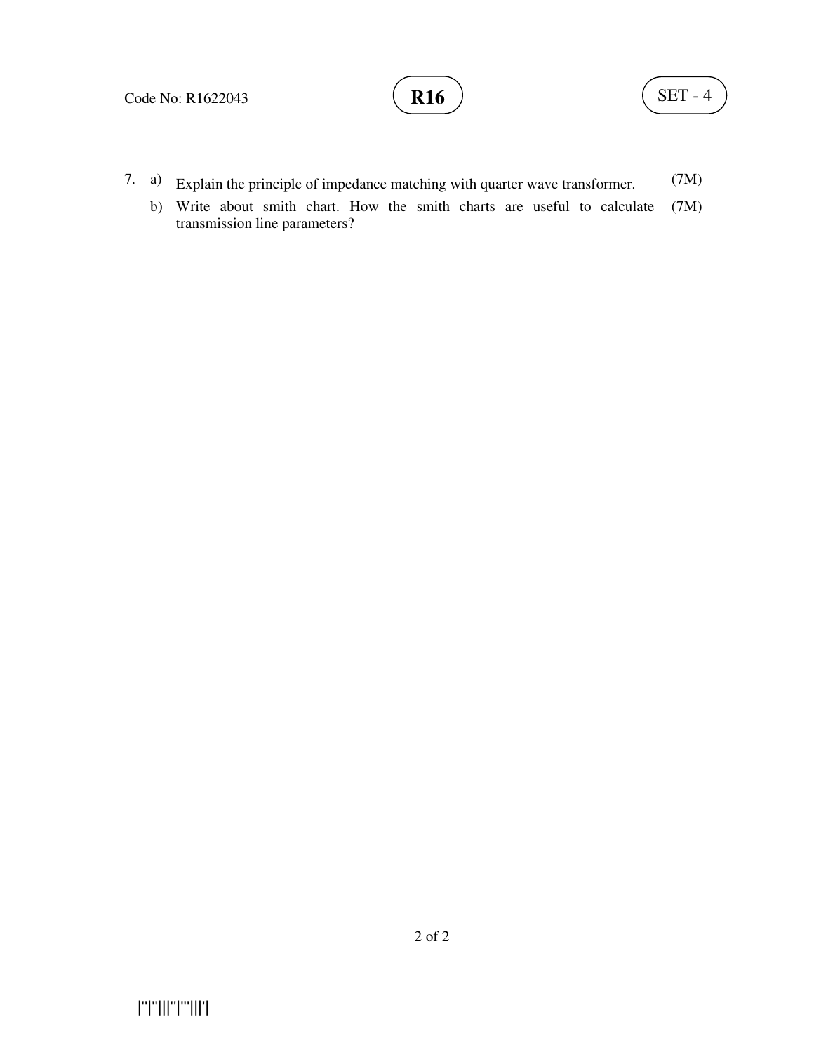7. a) Explain the principle of impedance matching with quarter wave transformer. (7M)

   b) Write about smith chart. How the smith charts are useful to calculate transmission line parameters? (7M)